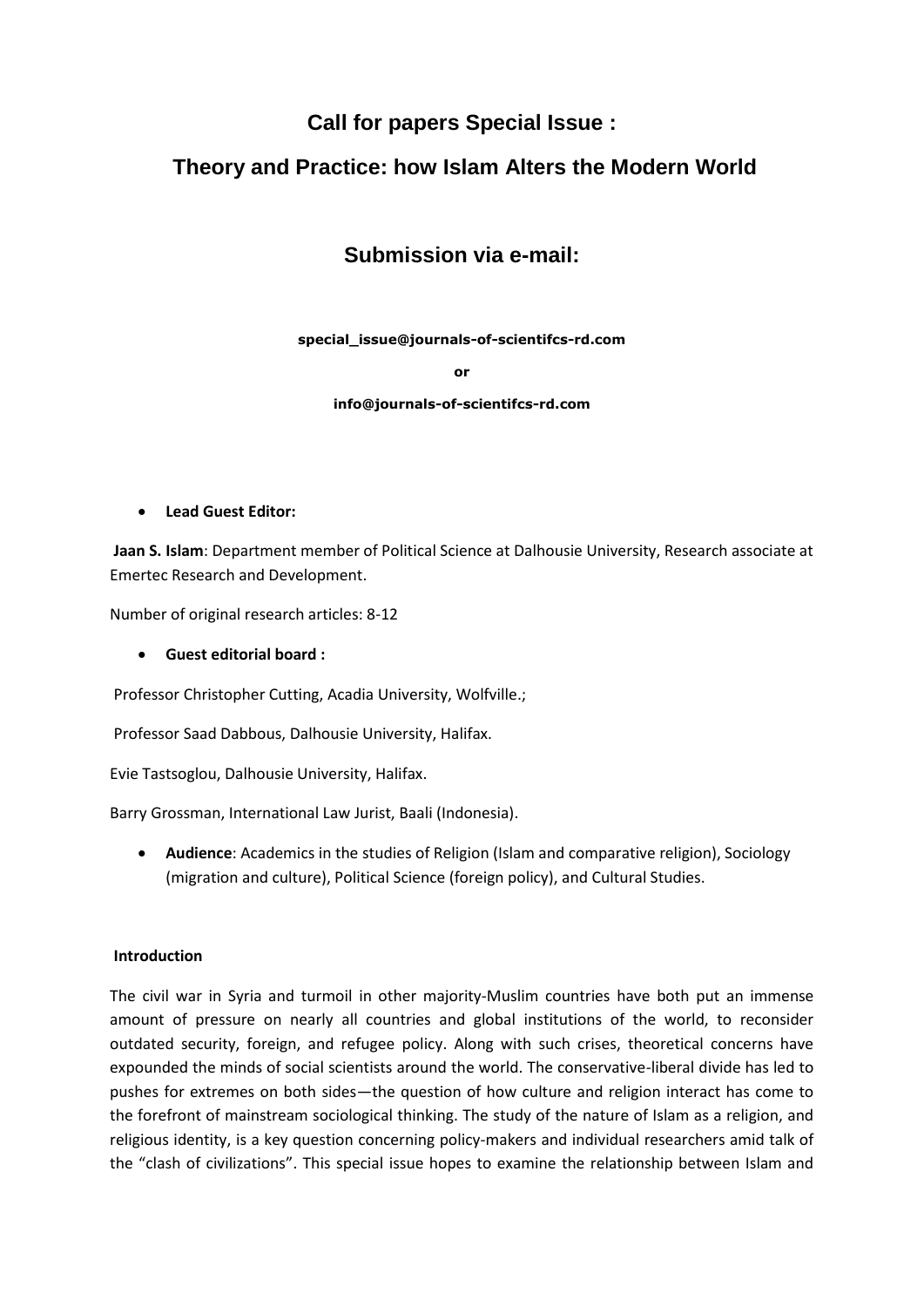# Call for papers Special Issue :

# Theory and Practice: how Islam Alters the Modern World

## Submission via e-mail:

**special_issue@journals-of-scientifcs-rd.com**

**or**

**info@journals-of-scientifcs-rd.com**

- **Lead Guest Editor:**

**Jaan S. Islam**: Department member of Political Science at Dalhousie University, Research associate at Emertec Research and Development.

Number of original research articles: 8-12

- **Guest editorial board :**

Professor Christopher Cutting, Acadia University, Wolfville.;

Professor Saad Dabbous, Dalhousie University, Halifax.

Evie Tastsoglou, Dalhousie University, Halifax.

Barry Grossman, International Law Jurist, Baali (Indonesia).

- **Audience**: Academics in the studies of Religion (Islam and comparative religion), Sociology (migration and culture), Political Science (foreign policy), and Cultural Studies.

**Introduction**

The civil war in Syria and turmoil in other majority-Muslim countries have both put an immense amount of pressure on nearly all countries and global institutions of the world, to reconsider outdated security, foreign, and refugee policy. Along with such crises, theoretical concerns have expounded the minds of social scientists around the world. The conservative-liberal divide has led to pushes for extremes on both sides—the question of how culture and religion interact has come to the forefront of mainstream sociological thinking. The study of the nature of Islam as a religion, and religious identity, is a key question concerning policy-makers and individual researchers amid talk of the "clash of civilizations". This special issue hopes to examine the relationship between Islam and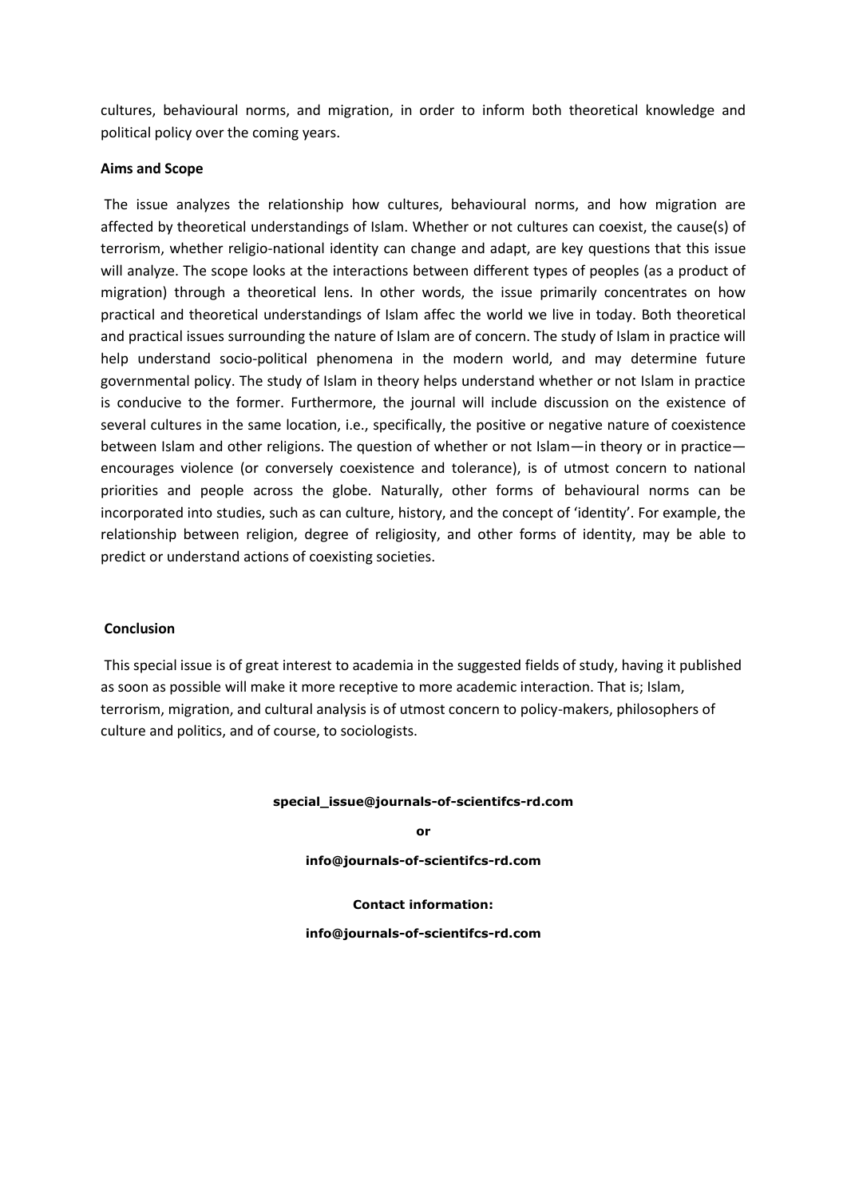cultures, behavioural norms, and migration, in order to inform both theoretical knowledge and political policy over the coming years.

**Aims and Scope**

The issue analyzes the relationship how cultures, behavioural norms, and how migration are affected by theoretical understandings of Islam. Whether or not cultures can coexist, the cause(s) of terrorism, whether religio-national identity can change and adapt, are key questions that this issue will analyze. The scope looks at the interactions between different types of peoples (as a product of migration) through a theoretical lens. In other words, the issue primarily concentrates on how practical and theoretical understandings of Islam affec the world we live in today. Both theoretical and practical issues surrounding the nature of Islam are of concern. The study of Islam in practice will help understand socio-political phenomena in the modern world, and may determine future governmental policy. The study of Islam in theory helps understand whether or not Islam in practice is conducive to the former. Furthermore, the journal will include discussion on the existence of several cultures in the same location, i.e., specifically, the positive or negative nature of coexistence between Islam and other religions. The question of whether or not Islam—in theory or in practice—encourages violence (or conversely coexistence and tolerance), is of utmost concern to national priorities and people across the globe. Naturally, other forms of behavioural norms can be incorporated into studies, such as can culture, history, and the concept of 'identity'. For example, the relationship between religion, degree of religiosity, and other forms of identity, may be able to predict or understand actions of coexisting societies.

**Conclusion**

This special issue is of great interest to academia in the suggested fields of study, having it published as soon as possible will make it more receptive to more academic interaction. That is; Islam, terrorism, migration, and cultural analysis is of utmost concern to policy-makers, philosophers of culture and politics, and of course, to sociologists.

**special_issue@journals-of-scientifcs-rd.com**

**or**

**info@journals-of-scientifcs-rd.com**

**Contact information:**

**info@journals-of-scientifcs-rd.com**